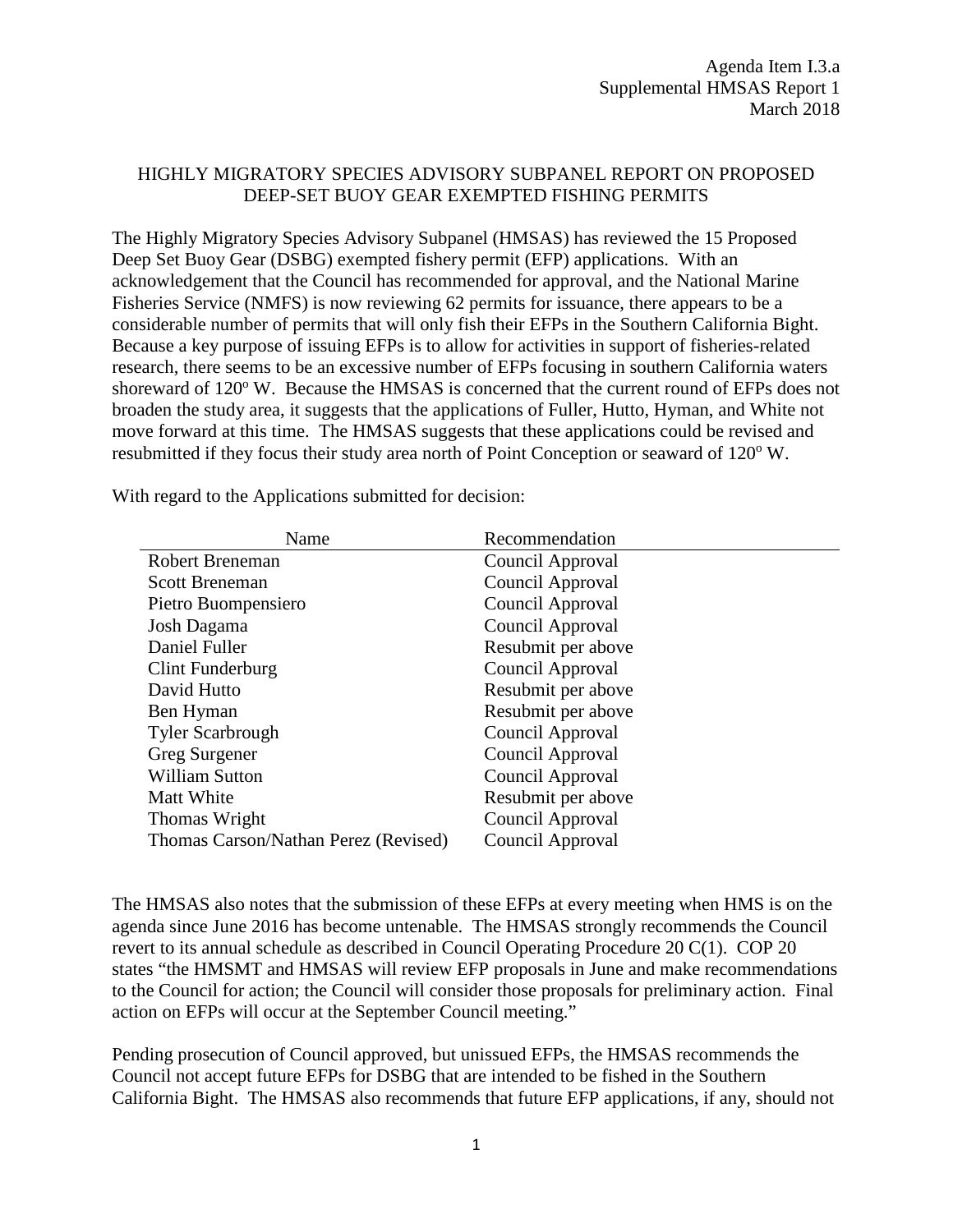Agenda Item I.3.a
Supplemental HMSAS Report 1
March 2018

# HIGHLY MIGRATORY SPECIES ADVISORY SUBPANEL REPORT ON PROPOSED DEEP-SET BUOY GEAR EXEMPTED FISHING PERMITS

The Highly Migratory Species Advisory Subpanel (HMSAS) has reviewed the 15 Proposed Deep Set Buoy Gear (DSBG) exempted fishery permit (EFP) applications. With an acknowledgement that the Council has recommended for approval, and the National Marine Fisheries Service (NMFS) is now reviewing 62 permits for issuance, there appears to be a considerable number of permits that will only fish their EFPs in the Southern California Bight. Because a key purpose of issuing EFPs is to allow for activities in support of fisheries-related research, there seems to be an excessive number of EFPs focusing in southern California waters shoreward of 120° W. Because the HMSAS is concerned that the current round of EFPs does not broaden the study area, it suggests that the applications of Fuller, Hutto, Hyman, and White not move forward at this time. The HMSAS suggests that these applications could be revised and resubmitted if they focus their study area north of Point Conception or seaward of 120° W.

With regard to the Applications submitted for decision:

| Name | Recommendation |
|---|---|
| Robert Breneman | Council Approval |
| Scott Breneman | Council Approval |
| Pietro Buompensiero | Council Approval |
| Josh Dagama | Council Approval |
| Daniel Fuller | Resubmit per above |
| Clint Funderburg | Council Approval |
| David Hutto | Resubmit per above |
| Ben Hyman | Resubmit per above |
| Tyler Scarbrough | Council Approval |
| Greg Surgener | Council Approval |
| William Sutton | Council Approval |
| Matt White | Resubmit per above |
| Thomas Wright | Council Approval |
| Thomas Carson/Nathan Perez (Revised) | Council Approval |

The HMSAS also notes that the submission of these EFPs at every meeting when HMS is on the agenda since June 2016 has become untenable. The HMSAS strongly recommends the Council revert to its annual schedule as described in Council Operating Procedure 20 C(1). COP 20 states "the HMSMT and HMSAS will review EFP proposals in June and make recommendations to the Council for action; the Council will consider those proposals for preliminary action. Final action on EFPs will occur at the September Council meeting."

Pending prosecution of Council approved, but unissued EFPs, the HMSAS recommends the Council not accept future EFPs for DSBG that are intended to be fished in the Southern California Bight. The HMSAS also recommends that future EFP applications, if any, should not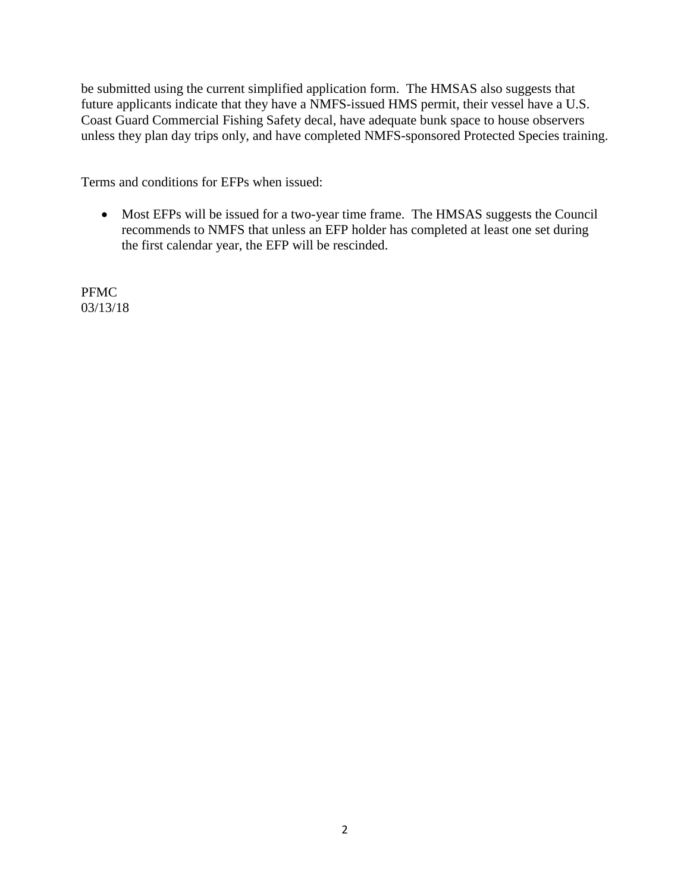be submitted using the current simplified application form. The HMSAS also suggests that future applicants indicate that they have a NMFS-issued HMS permit, their vessel have a U.S. Coast Guard Commercial Fishing Safety decal, have adequate bunk space to house observers unless they plan day trips only, and have completed NMFS-sponsored Protected Species training.

Terms and conditions for EFPs when issued:

- Most EFPs will be issued for a two-year time frame. The HMSAS suggests the Council recommends to NMFS that unless an EFP holder has completed at least one set during the first calendar year, the EFP will be rescinded.

PFMC
03/13/18